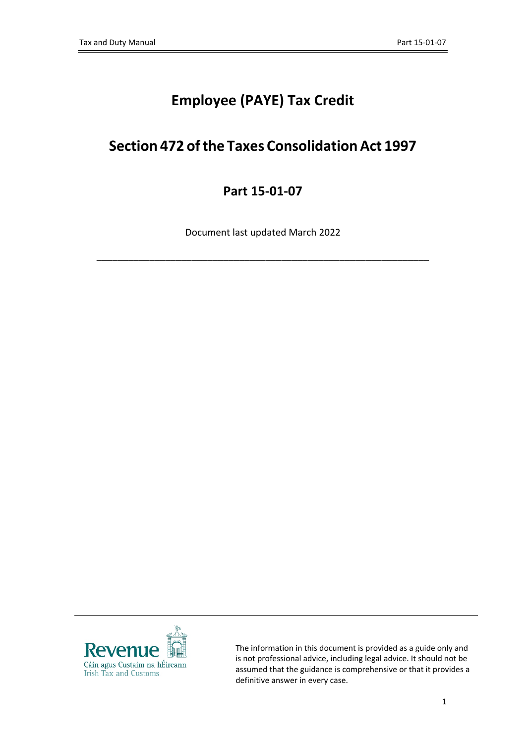# Employee (PAYE) Tax Credit

## Section 472 of the Taxes Consolidation Act 1997

### Part 15-01-07

Document last updated March 2022

---

Revenue
Cáin agus Custaim na hÉireann
Irish Tax and Customs

The information in this document is provided as a guide only and is not professional advice, including legal advice. It should not be assumed that the guidance is comprehensive or that it provides a definitive answer in every case.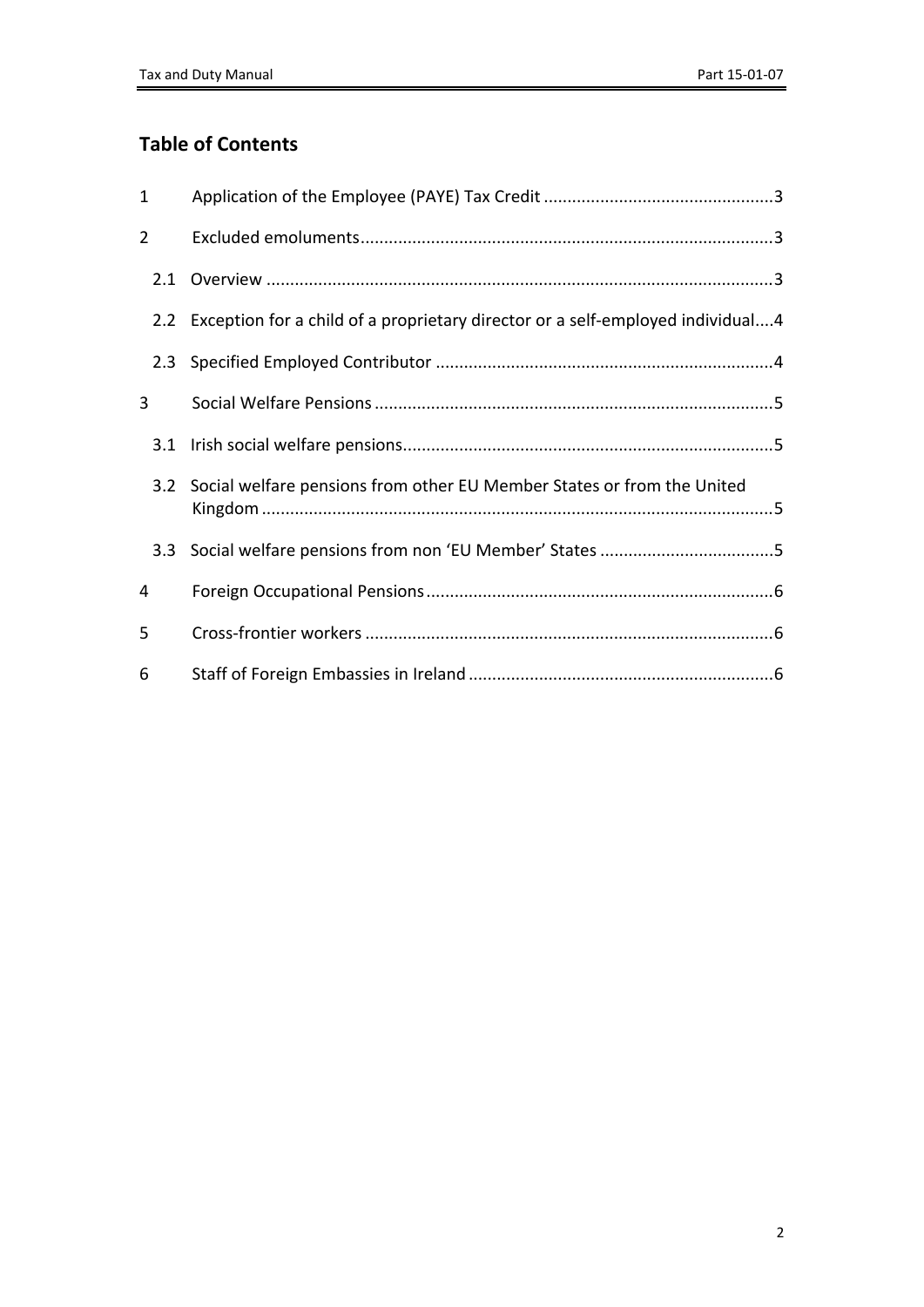## Table of Contents

1 Application of the Employee (PAYE) Tax Credit ....................................................3

2 Excluded emoluments....................................................................................3

2.1 Overview ........................................................................................................3

2.2 Exception for a child of a proprietary director or a self-employed individual....4

2.3 Specified Employed Contributor .....................................................................4

3 Social Welfare Pensions ..................................................................................5

3.1 Irish social welfare pensions............................................................................5

3.2 Social welfare pensions from other EU Member States or from the United Kingdom ..........................................................................................................5

3.3 Social welfare pensions from non 'EU Member' States ....................................5

4 Foreign Occupational Pensions.......................................................................6

5 Cross-frontier workers ....................................................................................6

6 Staff of Foreign Embassies in Ireland ..............................................................6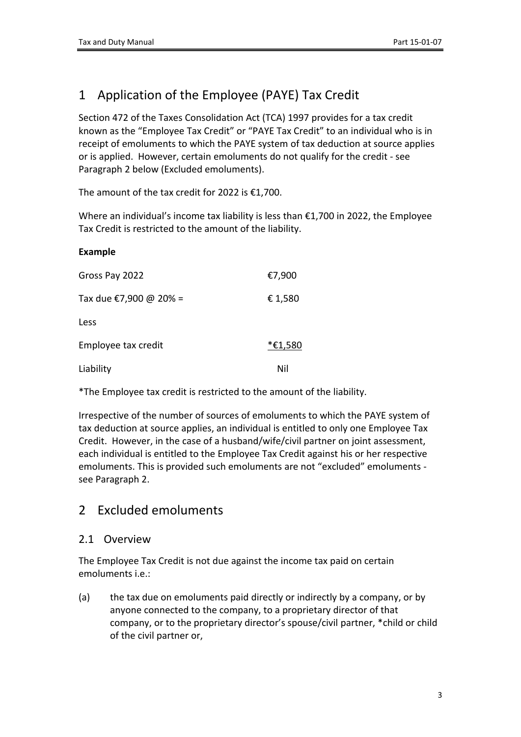# 1 Application of the Employee (PAYE) Tax Credit

Section 472 of the Taxes Consolidation Act (TCA) 1997 provides for a tax credit known as the "Employee Tax Credit" or "PAYE Tax Credit" to an individual who is in receipt of emoluments to which the PAYE system of tax deduction at source applies or is applied. However, certain emoluments do not qualify for the credit - see Paragraph 2 below (Excluded emoluments).

The amount of the tax credit for 2022 is €1,700.

Where an individual's income tax liability is less than €1,700 in 2022, the Employee Tax Credit is restricted to the amount of the liability.

**Example**

| | |
|---|---|
| Gross Pay 2022 | €7,900 |
| Tax due €7,900 @ 20% = | € 1,580 |
| Less | |
| Employee tax credit | *€1,580 |
| Liability | Nil |

*The Employee tax credit is restricted to the amount of the liability.

Irrespective of the number of sources of emoluments to which the PAYE system of tax deduction at source applies, an individual is entitled to only one Employee Tax Credit. However, in the case of a husband/wife/civil partner on joint assessment, each individual is entitled to the Employee Tax Credit against his or her respective emoluments. This is provided such emoluments are not "excluded" emoluments - see Paragraph 2.

# 2 Excluded emoluments

## 2.1 Overview

The Employee Tax Credit is not due against the income tax paid on certain emoluments i.e.:

(a) the tax due on emoluments paid directly or indirectly by a company, or by anyone connected to the company, to a proprietary director of that company, or to the proprietary director's spouse/civil partner, *child or child of the civil partner or,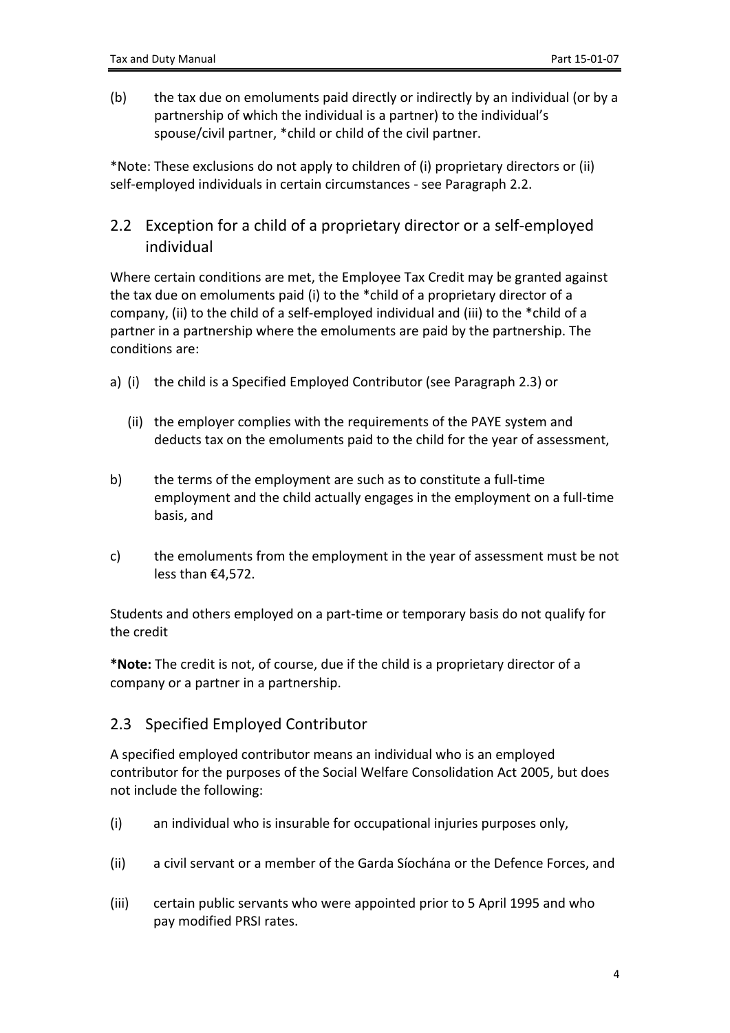(b) the tax due on emoluments paid directly or indirectly by an individual (or by a partnership of which the individual is a partner) to the individual's spouse/civil partner, *child or child of the civil partner.

*Note: These exclusions do not apply to children of (i) proprietary directors or (ii) self-employed individuals in certain circumstances - see Paragraph 2.2.

## 2.2 Exception for a child of a proprietary director or a self-employed individual

Where certain conditions are met, the Employee Tax Credit may be granted against the tax due on emoluments paid (i) to the *child of a proprietary director of a company, (ii) to the child of a self-employed individual and (iii) to the *child of a partner in a partnership where the emoluments are paid by the partnership. The conditions are:

a) (i) the child is a Specified Employed Contributor (see Paragraph 2.3) or

   (ii) the employer complies with the requirements of the PAYE system and deducts tax on the emoluments paid to the child for the year of assessment,

b) the terms of the employment are such as to constitute a full-time employment and the child actually engages in the employment on a full-time basis, and

c) the emoluments from the employment in the year of assessment must be not less than €4,572.

Students and others employed on a part-time or temporary basis do not qualify for the credit

**\*Note:** The credit is not, of course, due if the child is a proprietary director of a company or a partner in a partnership.

## 2.3 Specified Employed Contributor

A specified employed contributor means an individual who is an employed contributor for the purposes of the Social Welfare Consolidation Act 2005, but does not include the following:

(i) an individual who is insurable for occupational injuries purposes only,

(ii) a civil servant or a member of the Garda Síochána or the Defence Forces, and

(iii) certain public servants who were appointed prior to 5 April 1995 and who pay modified PRSI rates.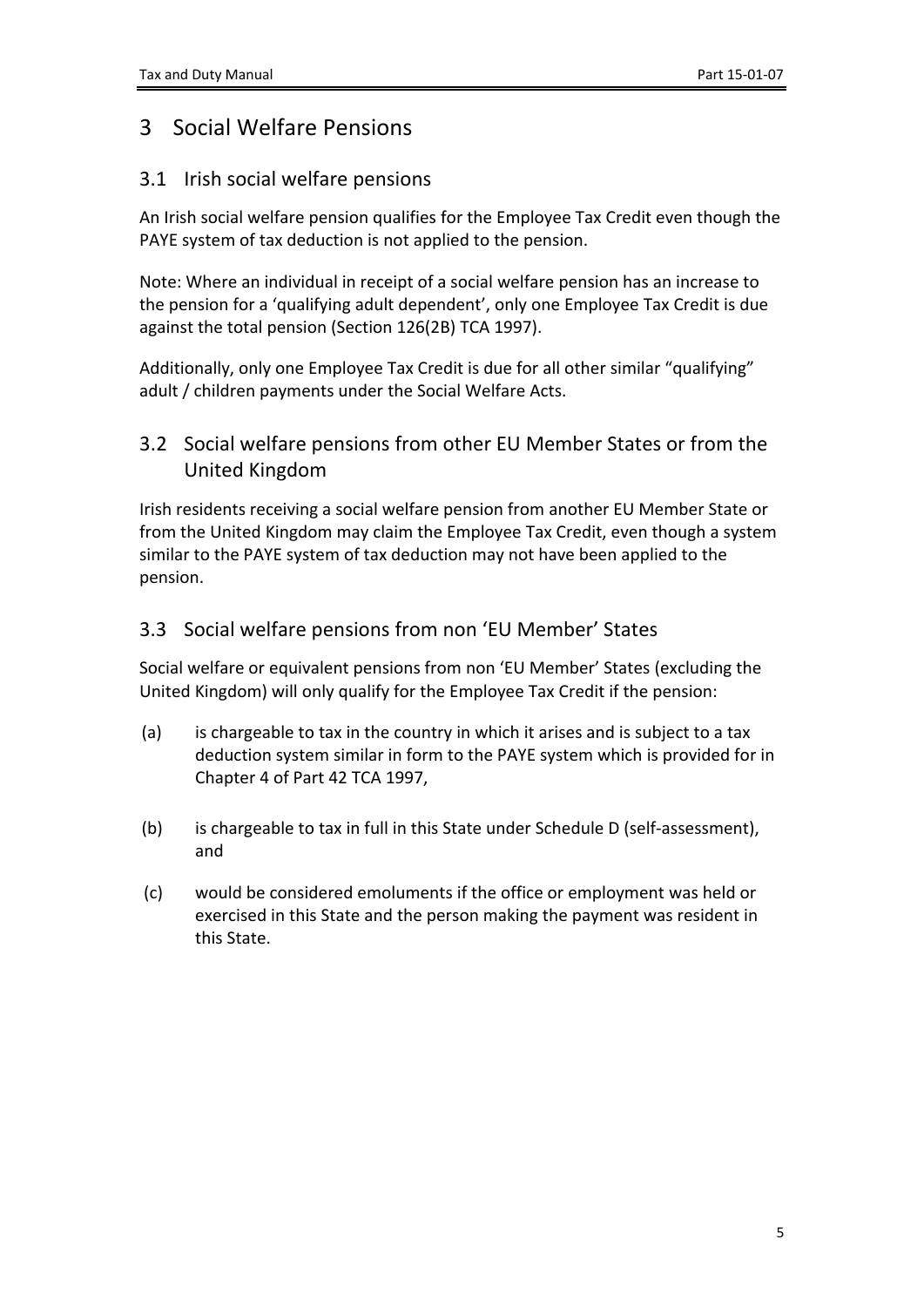# 3 Social Welfare Pensions

## 3.1 Irish social welfare pensions

An Irish social welfare pension qualifies for the Employee Tax Credit even though the PAYE system of tax deduction is not applied to the pension.

Note: Where an individual in receipt of a social welfare pension has an increase to the pension for a 'qualifying adult dependent', only one Employee Tax Credit is due against the total pension (Section 126(2B) TCA 1997).

Additionally, only one Employee Tax Credit is due for all other similar "qualifying" adult / children payments under the Social Welfare Acts.

## 3.2 Social welfare pensions from other EU Member States or from the United Kingdom

Irish residents receiving a social welfare pension from another EU Member State or from the United Kingdom may claim the Employee Tax Credit, even though a system similar to the PAYE system of tax deduction may not have been applied to the pension.

## 3.3 Social welfare pensions from non 'EU Member' States

Social welfare or equivalent pensions from non 'EU Member' States (excluding the United Kingdom) will only qualify for the Employee Tax Credit if the pension:

(a) is chargeable to tax in the country in which it arises and is subject to a tax deduction system similar in form to the PAYE system which is provided for in Chapter 4 of Part 42 TCA 1997,

(b) is chargeable to tax in full in this State under Schedule D (self-assessment), and

(c) would be considered emoluments if the office or employment was held or exercised in this State and the person making the payment was resident in this State.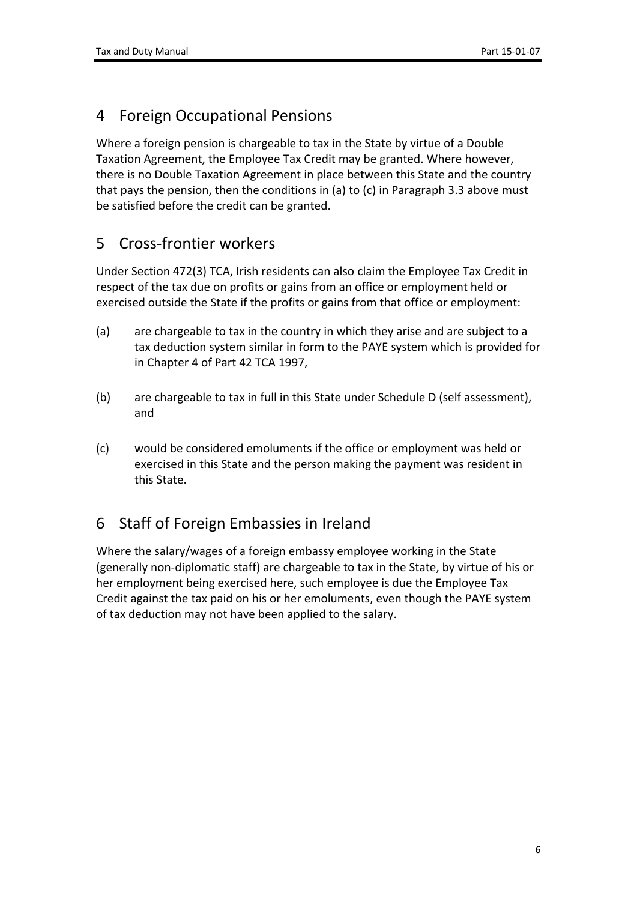# 4 Foreign Occupational Pensions

Where a foreign pension is chargeable to tax in the State by virtue of a Double Taxation Agreement, the Employee Tax Credit may be granted. Where however, there is no Double Taxation Agreement in place between this State and the country that pays the pension, then the conditions in (a) to (c) in Paragraph 3.3 above must be satisfied before the credit can be granted.

# 5 Cross-frontier workers

Under Section 472(3) TCA, Irish residents can also claim the Employee Tax Credit in respect of the tax due on profits or gains from an office or employment held or exercised outside the State if the profits or gains from that office or employment:

(a) are chargeable to tax in the country in which they arise and are subject to a tax deduction system similar in form to the PAYE system which is provided for in Chapter 4 of Part 42 TCA 1997,

(b) are chargeable to tax in full in this State under Schedule D (self assessment), and

(c) would be considered emoluments if the office or employment was held or exercised in this State and the person making the payment was resident in this State.

# 6 Staff of Foreign Embassies in Ireland

Where the salary/wages of a foreign embassy employee working in the State (generally non-diplomatic staff) are chargeable to tax in the State, by virtue of his or her employment being exercised here, such employee is due the Employee Tax Credit against the tax paid on his or her emoluments, even though the PAYE system of tax deduction may not have been applied to the salary.